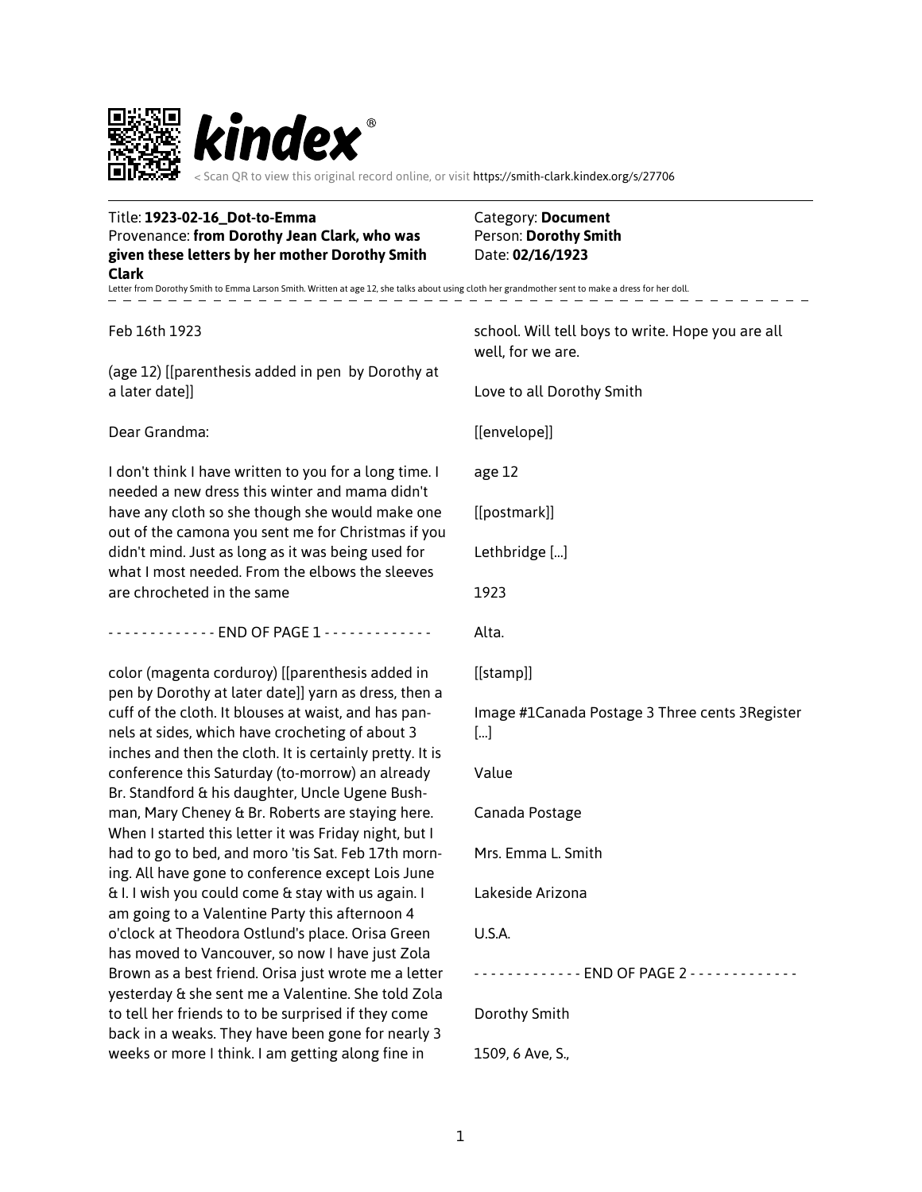**kindex**®

< Scan QR to view this original record online, or visit https://smith-clark.kindex.org/s/27706

Title: **1923-02-16_Dot-to-Emma**
Provenance: **from Dorothy Jean Clark, who was given these letters by her mother Dorothy Smith Clark**

Category: **Document**
Person: **Dorothy Smith**
Date: **02/16/1923**

Letter from Dorothy Smith to Emma Larson Smith. Written at age 12, she talks about using cloth her grandmother sent to make a dress for her doll.

Feb 16th 1923

(age 12) [[parenthesis added in pen by Dorothy at a later date]]

Dear Grandma:

I don't think I have written to you for a long time. I needed a new dress this winter and mama didn't have any cloth so she though she would make one out of the camona you sent me for Christmas if you didn't mind. Just as long as it was being used for what I most needed. From the elbows the sleeves are chrocheted in the same

- - - - - - - - - - - - - END OF PAGE 1 - - - - - - - - - - - - -

color (magenta corduroy) [[parenthesis added in pen by Dorothy at later date]] yarn as dress, then a cuff of the cloth. It blouses at waist, and has pannels at sides, which have crocheting of about 3 inches and then the cloth. It is certainly pretty. It is conference this Saturday (to-morrow) an already Br. Standford & his daughter, Uncle Ugene Bushman, Mary Cheney & Br. Roberts are staying here. When I started this letter it was Friday night, but I had to go to bed, and moro 'tis Sat. Feb 17th morning. All have gone to conference except Lois June & I. I wish you could come & stay with us again. I am going to a Valentine Party this afternoon 4 o'clock at Theodora Ostlund's place. Orisa Green has moved to Vancouver, so now I have just Zola Brown as a best friend. Orisa just wrote me a letter yesterday & she sent me a Valentine. She told Zola to tell her friends to to be surprised if they come back in a weaks. They have been gone for nearly 3 weeks or more I think. I am getting along fine in school. Will tell boys to write. Hope you are all well, for we are.

Love to all Dorothy Smith

[[envelope]]

age 12

[[postmark]]

Lethbridge [...]

1923

Alta.

[[stamp]]

Image #1Canada Postage 3 Three cents 3Register [...]

Value

Canada Postage

Mrs. Emma L. Smith

Lakeside Arizona

U.S.A.

- - - - - - - - - - - - - END OF PAGE 2 - - - - - - - - - - - - -

Dorothy Smith

1509, 6 Ave, S.,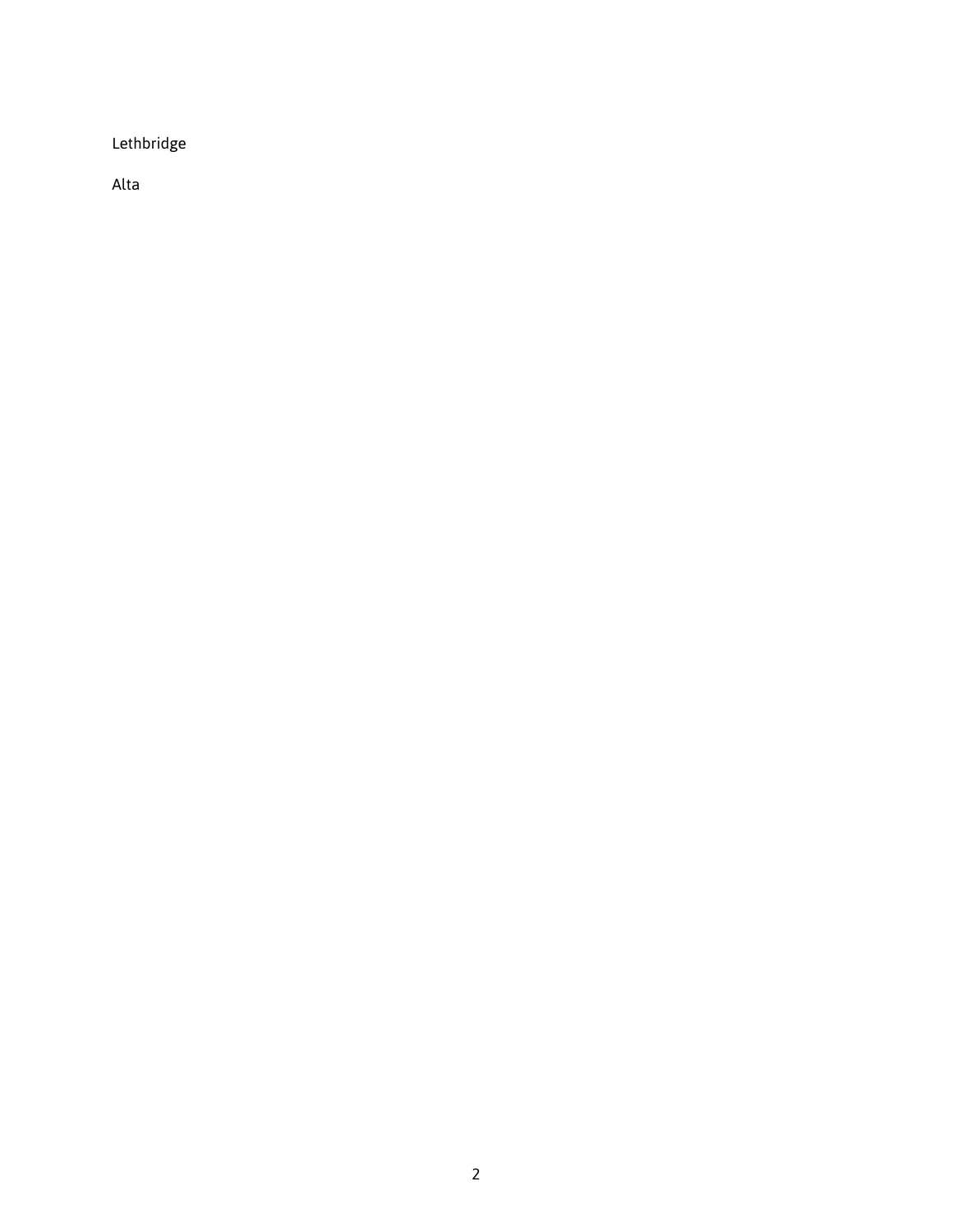Lethbridge

Alta